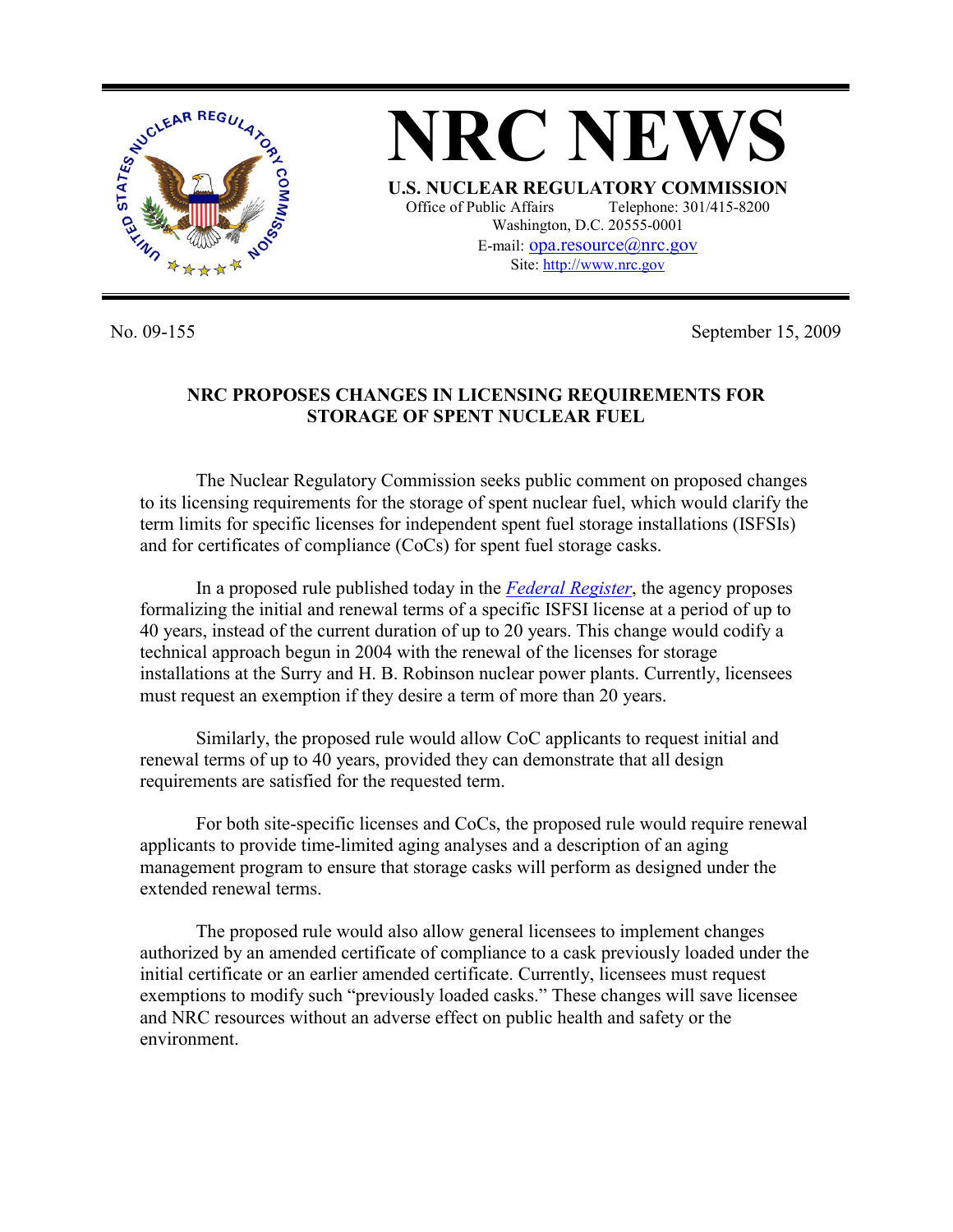# NRC NEWS

**U.S. NUCLEAR REGULATORY COMMISSION**

Office of Public Affairs Telephone: 301/415-8200
Washington, D.C. 20555-0001
E-mail: opa.resource@nrc.gov
Site: http://www.nrc.gov

No. 09-155 September 15, 2009

## NRC PROPOSES CHANGES IN LICENSING REQUIREMENTS FOR STORAGE OF SPENT NUCLEAR FUEL

The Nuclear Regulatory Commission seeks public comment on proposed changes to its licensing requirements for the storage of spent nuclear fuel, which would clarify the term limits for specific licenses for independent spent fuel storage installations (ISFSIs) and for certificates of compliance (CoCs) for spent fuel storage casks.

In a proposed rule published today in the *Federal Register*, the agency proposes formalizing the initial and renewal terms of a specific ISFSI license at a period of up to 40 years, instead of the current duration of up to 20 years. This change would codify a technical approach begun in 2004 with the renewal of the licenses for storage installations at the Surry and H. B. Robinson nuclear power plants. Currently, licensees must request an exemption if they desire a term of more than 20 years.

Similarly, the proposed rule would allow CoC applicants to request initial and renewal terms of up to 40 years, provided they can demonstrate that all design requirements are satisfied for the requested term.

For both site-specific licenses and CoCs, the proposed rule would require renewal applicants to provide time-limited aging analyses and a description of an aging management program to ensure that storage casks will perform as designed under the extended renewal terms.

The proposed rule would also allow general licensees to implement changes authorized by an amended certificate of compliance to a cask previously loaded under the initial certificate or an earlier amended certificate. Currently, licensees must request exemptions to modify such "previously loaded casks." These changes will save licensee and NRC resources without an adverse effect on public health and safety or the environment.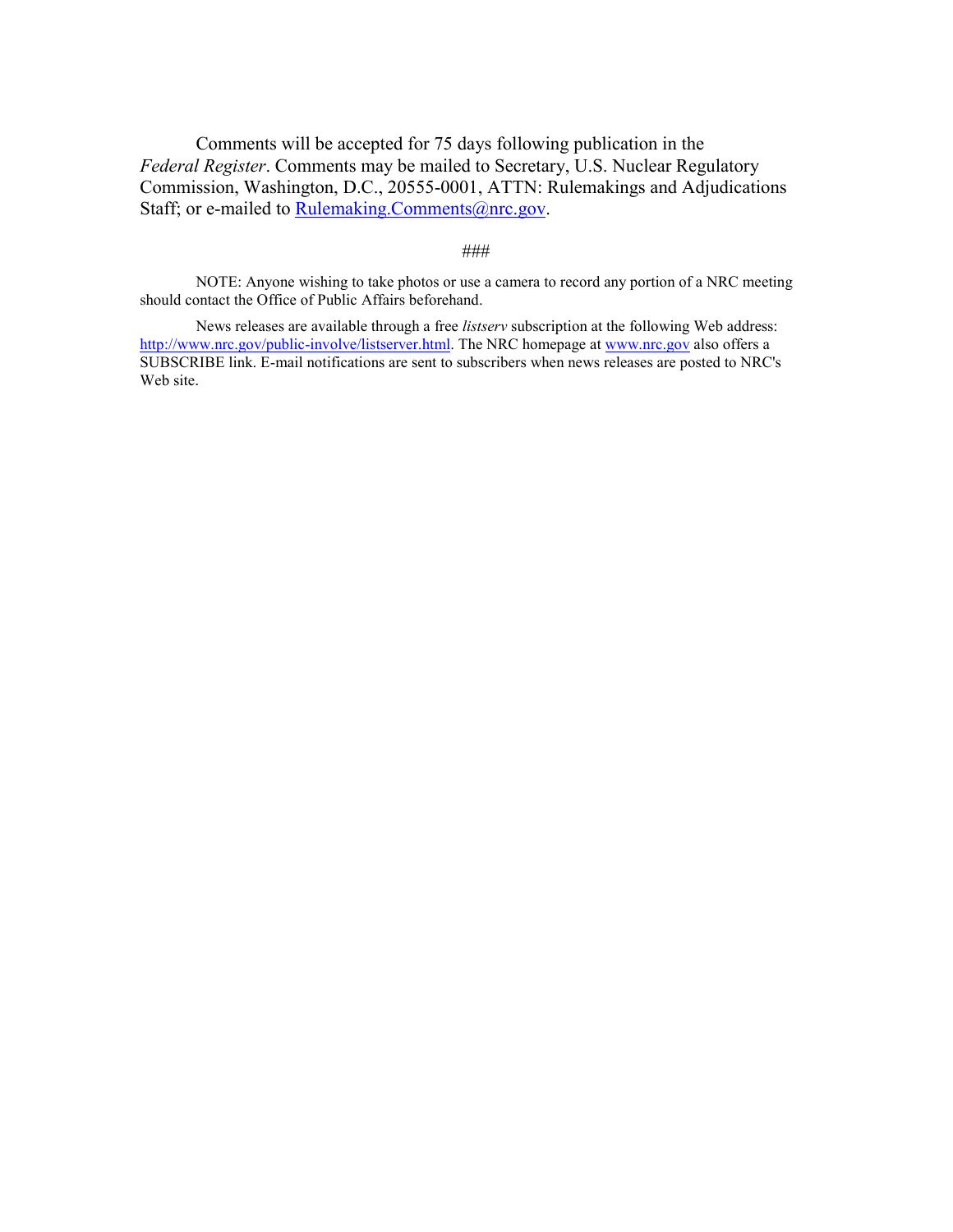Comments will be accepted for 75 days following publication in the *Federal Register*. Comments may be mailed to Secretary, U.S. Nuclear Regulatory Commission, Washington, D.C., 20555-0001, ATTN: Rulemakings and Adjudications Staff; or e-mailed to [Rulemaking.Comments@nrc.gov](mailto:Rulemaking.Comments@nrc.gov).

###

NOTE: Anyone wishing to take photos or use a camera to record any portion of a NRC meeting should contact the Office of Public Affairs beforehand.

News releases are available through a free *listserv* subscription at the following Web address: [http://www.nrc.gov/public-involve/listserver.html](http://www.nrc.gov/public-involve/listserver.html). The NRC homepage at [www.nrc.gov](http://www.nrc.gov) also offers a SUBSCRIBE link. E-mail notifications are sent to subscribers when news releases are posted to NRC's Web site.